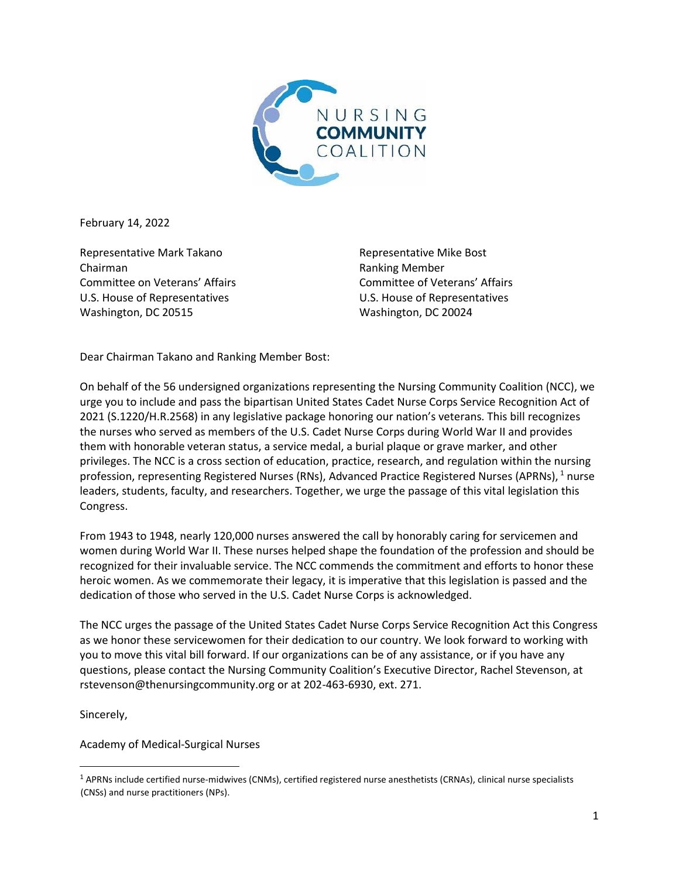NURSING COMMUNITY COALITION

February 14, 2022

Representative Mark Takano
Chairman
Committee on Veterans' Affairs
U.S. House of Representatives
Washington, DC 20515

Representative Mike Bost
Ranking Member
Committee of Veterans' Affairs
U.S. House of Representatives
Washington, DC 20024

Dear Chairman Takano and Ranking Member Bost:

On behalf of the 56 undersigned organizations representing the Nursing Community Coalition (NCC), we urge you to include and pass the bipartisan United States Cadet Nurse Corps Service Recognition Act of 2021 (S.1220/H.R.2568) in any legislative package honoring our nation's veterans. This bill recognizes the nurses who served as members of the U.S. Cadet Nurse Corps during World War II and provides them with honorable veteran status, a service medal, a burial plaque or grave marker, and other privileges. The NCC is a cross section of education, practice, research, and regulation within the nursing profession, representing Registered Nurses (RNs), Advanced Practice Registered Nurses (APRNs),[1] nurse leaders, students, faculty, and researchers. Together, we urge the passage of this vital legislation this Congress.

From 1943 to 1948, nearly 120,000 nurses answered the call by honorably caring for servicemen and women during World War II. These nurses helped shape the foundation of the profession and should be recognized for their invaluable service. The NCC commends the commitment and efforts to honor these heroic women. As we commemorate their legacy, it is imperative that this legislation is passed and the dedication of those who served in the U.S. Cadet Nurse Corps is acknowledged.

The NCC urges the passage of the United States Cadet Nurse Corps Service Recognition Act this Congress as we honor these servicewomen for their dedication to our country. We look forward to working with you to move this vital bill forward. If our organizations can be of any assistance, or if you have any questions, please contact the Nursing Community Coalition's Executive Director, Rachel Stevenson, at rstevenson@thenursingcommunity.org or at 202-463-6930, ext. 271.

Sincerely,

Academy of Medical-Surgical Nurses

---

[1] APRNs include certified nurse-midwives (CNMs), certified registered nurse anesthetists (CRNAs), clinical nurse specialists (CNSs) and nurse practitioners (NPs).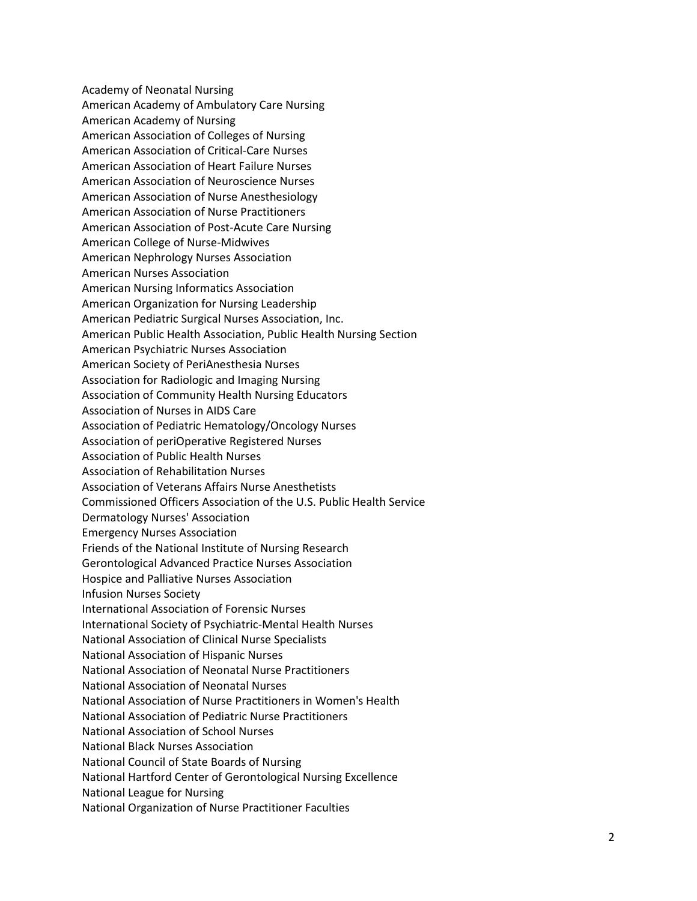Academy of Neonatal Nursing
American Academy of Ambulatory Care Nursing
American Academy of Nursing
American Association of Colleges of Nursing
American Association of Critical-Care Nurses
American Association of Heart Failure Nurses
American Association of Neuroscience Nurses
American Association of Nurse Anesthesiology
American Association of Nurse Practitioners
American Association of Post-Acute Care Nursing
American College of Nurse-Midwives
American Nephrology Nurses Association
American Nurses Association
American Nursing Informatics Association
American Organization for Nursing Leadership
American Pediatric Surgical Nurses Association, Inc.
American Public Health Association, Public Health Nursing Section
American Psychiatric Nurses Association
American Society of PeriAnesthesia Nurses
Association for Radiologic and Imaging Nursing
Association of Community Health Nursing Educators
Association of Nurses in AIDS Care
Association of Pediatric Hematology/Oncology Nurses
Association of periOperative Registered Nurses
Association of Public Health Nurses
Association of Rehabilitation Nurses
Association of Veterans Affairs Nurse Anesthetists
Commissioned Officers Association of the U.S. Public Health Service
Dermatology Nurses' Association
Emergency Nurses Association
Friends of the National Institute of Nursing Research
Gerontological Advanced Practice Nurses Association
Hospice and Palliative Nurses Association
Infusion Nurses Society
International Association of Forensic Nurses
International Society of Psychiatric-Mental Health Nurses
National Association of Clinical Nurse Specialists
National Association of Hispanic Nurses
National Association of Neonatal Nurse Practitioners
National Association of Neonatal Nurses
National Association of Nurse Practitioners in Women's Health
National Association of Pediatric Nurse Practitioners
National Association of School Nurses
National Black Nurses Association
National Council of State Boards of Nursing
National Hartford Center of Gerontological Nursing Excellence
National League for Nursing
National Organization of Nurse Practitioner Faculties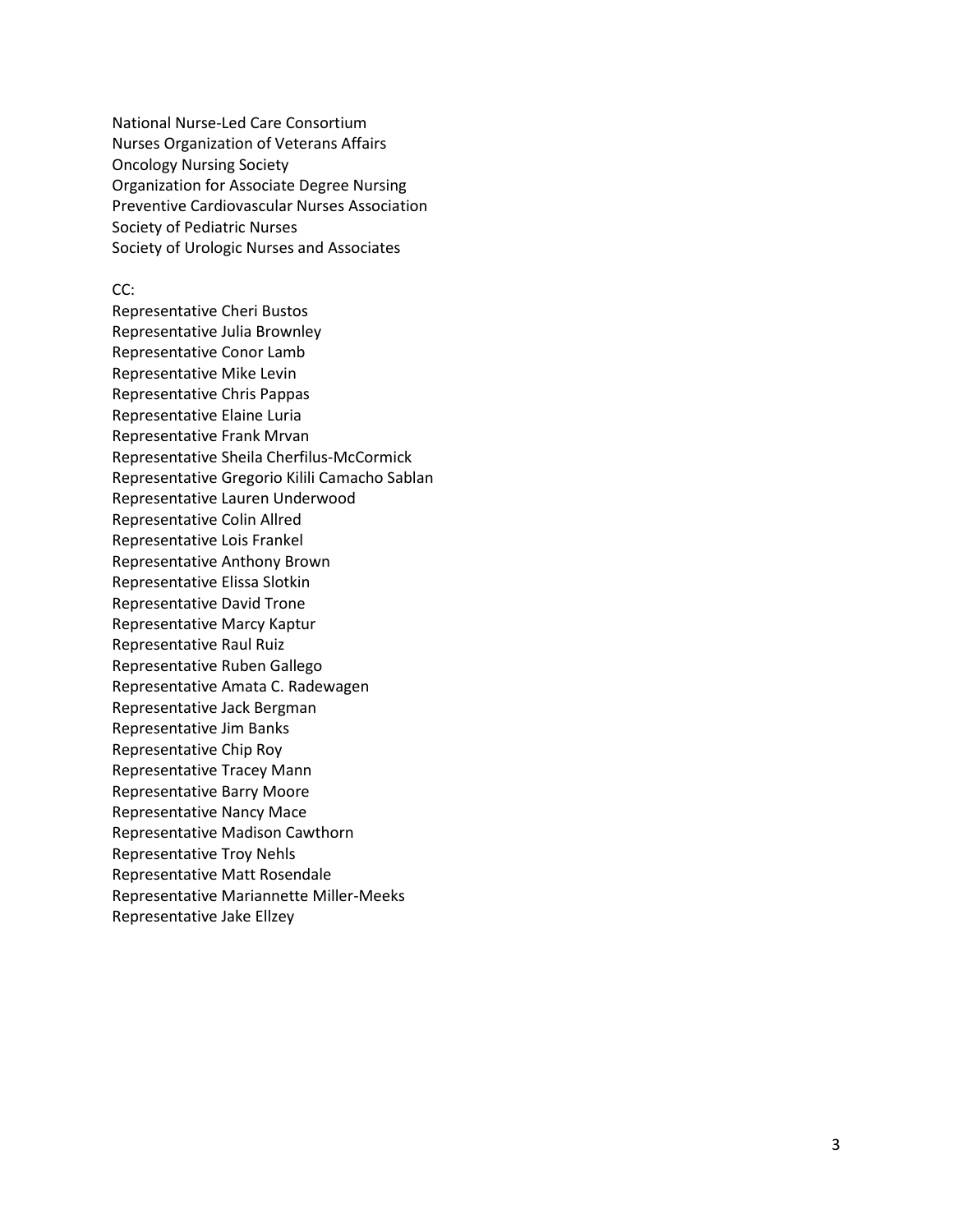National Nurse-Led Care Consortium
Nurses Organization of Veterans Affairs
Oncology Nursing Society
Organization for Associate Degree Nursing
Preventive Cardiovascular Nurses Association
Society of Pediatric Nurses
Society of Urologic Nurses and Associates

CC:
Representative Cheri Bustos
Representative Julia Brownley
Representative Conor Lamb
Representative Mike Levin
Representative Chris Pappas
Representative Elaine Luria
Representative Frank Mrvan
Representative Sheila Cherfilus-McCormick
Representative Gregorio Kilili Camacho Sablan
Representative Lauren Underwood
Representative Colin Allred
Representative Lois Frankel
Representative Anthony Brown
Representative Elissa Slotkin
Representative David Trone
Representative Marcy Kaptur
Representative Raul Ruiz
Representative Ruben Gallego
Representative Amata C. Radewagen
Representative Jack Bergman
Representative Jim Banks
Representative Chip Roy
Representative Tracey Mann
Representative Barry Moore
Representative Nancy Mace
Representative Madison Cawthorn
Representative Troy Nehls
Representative Matt Rosendale
Representative Mariannette Miller-Meeks
Representative Jake Ellzey